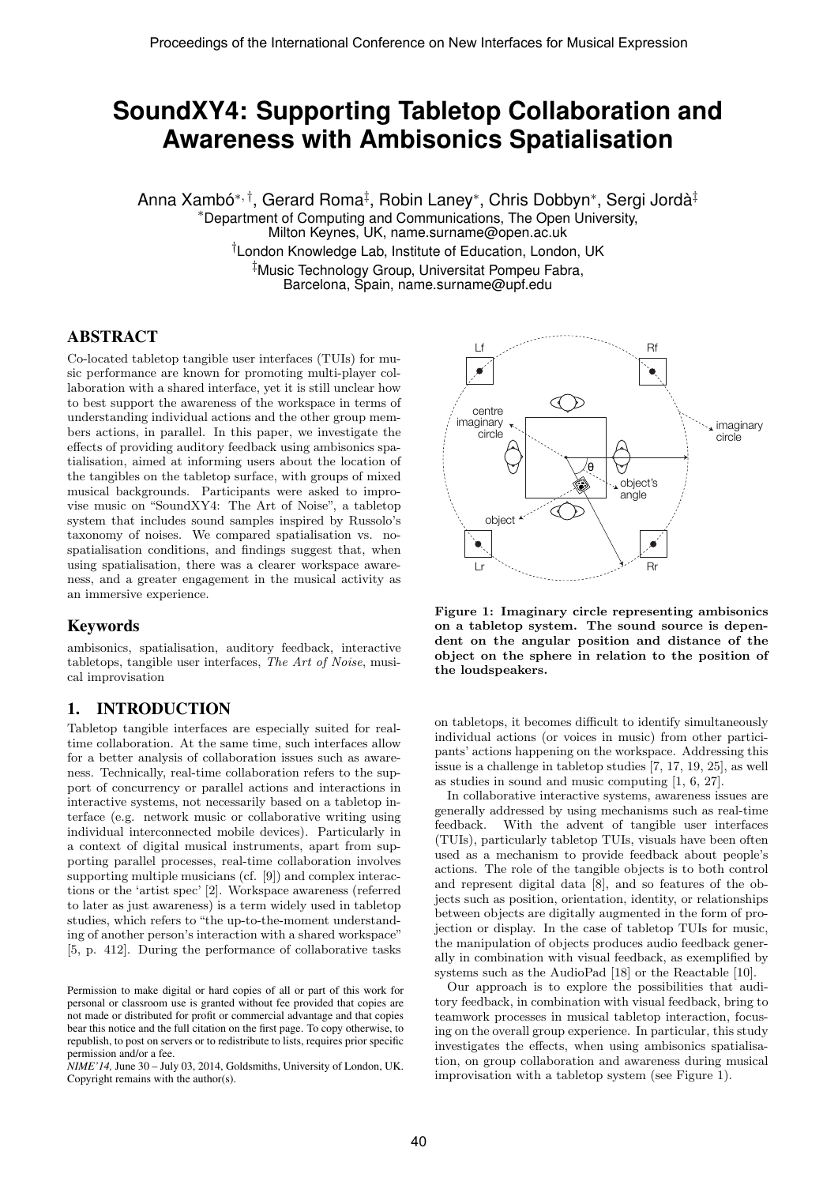# SoundXY4: Supporting Tabletop Collaboration and Awareness with Ambisonics Spatialisation

Anna Xambó[*, †], Gerard Roma[‡], Robin Laney[*], Chris Dobbyn[*], Sergi Jordà[‡]

[*]Department of Computing and Communications, The Open University, Milton Keynes, UK, name.surname@open.ac.uk

[†]London Knowledge Lab, Institute of Education, London, UK

[‡]Music Technology Group, Universitat Pompeu Fabra, Barcelona, Spain, name.surname@upf.edu

## ABSTRACT

Co-located tabletop tangible user interfaces (TUIs) for music performance are known for promoting multi-player collaboration with a shared interface, yet it is still unclear how to best support the awareness of the workspace in terms of understanding individual actions and the other group members actions, in parallel. In this paper, we investigate the effects of providing auditory feedback using ambisonics spatialisation, aimed at informing users about the location of the tangibles on the tabletop surface, with groups of mixed musical backgrounds. Participants were asked to improvise music on "SoundXY4: The Art of Noise", a tabletop system that includes sound samples inspired by Russolo's taxonomy of noises. We compared spatialisation vs. no-spatialisation conditions, and findings suggest that, when using spatialisation, there was a clearer workspace awareness, and a greater engagement in the musical activity as an immersive experience.

## Keywords

ambisonics, spatialisation, auditory feedback, interactive tabletops, tangible user interfaces, *The Art of Noise*, musical improvisation

**Figure 1: Imaginary circle representing ambisonics on a tabletop system. The sound source is dependent on the angular position and distance of the object on the sphere in relation to the position of the loudspeakers.**

## 1. INTRODUCTION

Tabletop tangible interfaces are especially suited for real-time collaboration. At the same time, such interfaces allow for a better analysis of collaboration issues such as awareness. Technically, real-time collaboration refers to the support of concurrency or parallel actions and interactions in interactive systems, not necessarily based on a tabletop interface (e.g. network music or collaborative writing using individual interconnected mobile devices). Particularly in a context of digital musical instruments, apart from supporting parallel processes, real-time collaboration involves supporting multiple musicians (cf. [9]) and complex interactions or the 'artist spec' [2]. Workspace awareness (referred to later as just awareness) is a term widely used in tabletop studies, which refers to "the up-to-the-moment understanding of another person's interaction with a shared workspace" [5, p. 412]. During the performance of collaborative tasks on tabletops, it becomes difficult to identify simultaneously individual actions (or voices in music) from other participants' actions happening on the workspace. Addressing this issue is a challenge in tabletop studies [7, 17, 19, 25], as well as studies in sound and music computing [1, 6, 27].

In collaborative interactive systems, awareness issues are generally addressed by using mechanisms such as real-time feedback. With the advent of tangible user interfaces (TUIs), particularly tabletop TUIs, visuals have been often used as a mechanism to provide feedback about people's actions. The role of the tangible objects is to both control and represent digital data [8], and so features of the objects such as position, orientation, identity, or relationships between objects are digitally augmented in the form of projection or display. In the case of tabletop TUIs for music, the manipulation of objects produces audio feedback generally in combination with visual feedback, as exemplified by systems such as the AudioPad [18] or the Reactable [10].

Our approach is to explore the possibilities that auditory feedback, in combination with visual feedback, bring to teamwork processes in musical tabletop interaction, focusing on the overall group experience. In particular, this study investigates the effects, when using ambisonics spatialisation, on group collaboration and awareness during musical improvisation with a tabletop system (see Figure 1).

Permission to make digital or hard copies of all or part of this work for personal or classroom use is granted without fee provided that copies are not made or distributed for profit or commercial advantage and that copies bear this notice and the full citation on the first page. To copy otherwise, to republish, to post on servers or to redistribute to lists, requires prior specific permission and/or a fee.

*NIME'14,* June 30 – July 03, 2014, Goldsmiths, University of London, UK. Copyright remains with the author(s).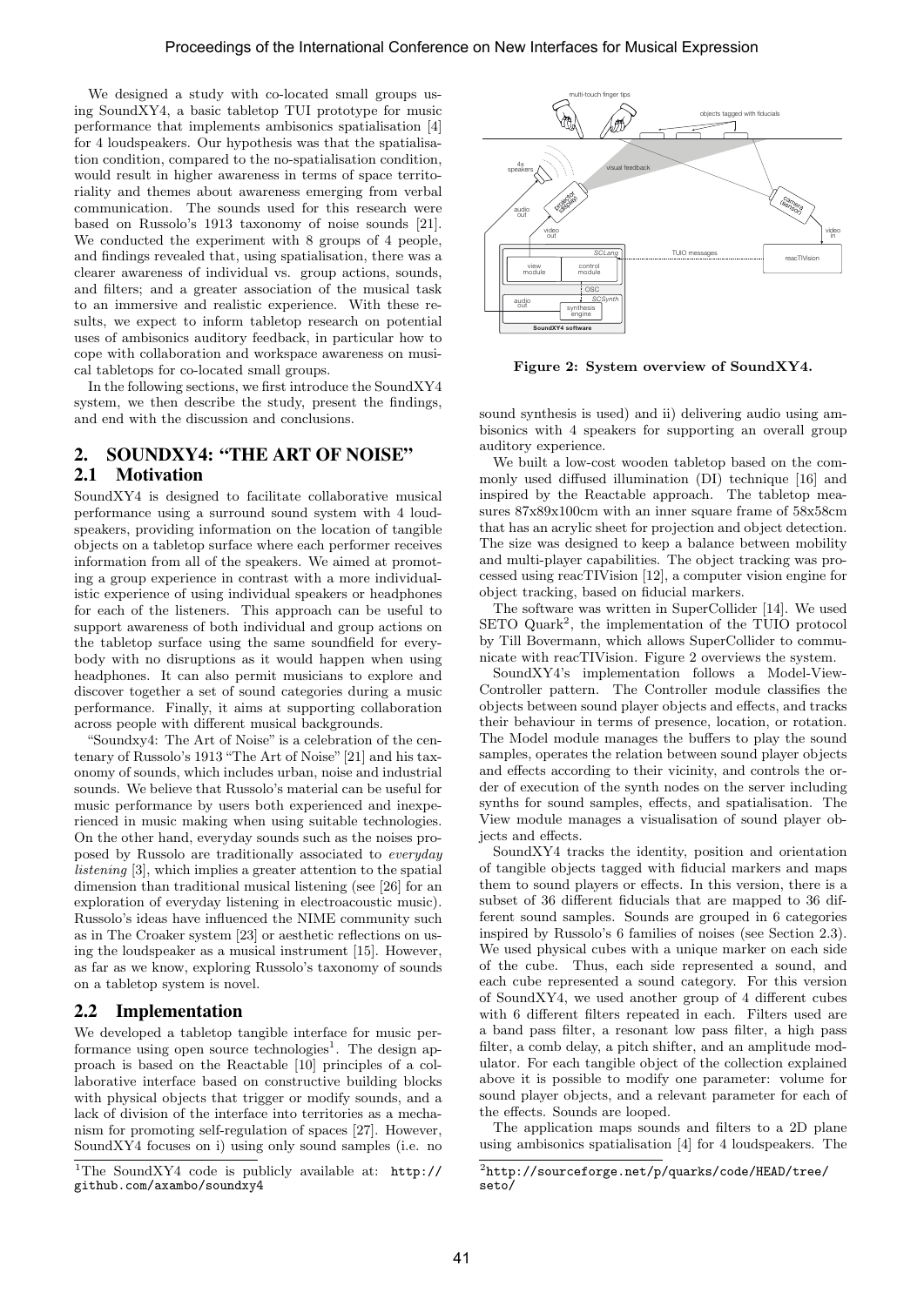We designed a study with co-located small groups using SoundXY4, a basic tabletop TUI prototype for music performance that implements ambisonics spatialisation [4] for 4 loudspeakers. Our hypothesis was that the spatialisation condition, compared to the no-spatialisation condition, would result in higher awareness in terms of space territoriality and themes about awareness emerging from verbal communication. The sounds used for this research were based on Russolo's 1913 taxonomy of noise sounds [21]. We conducted the experiment with 8 groups of 4 people, and findings revealed that, using spatialisation, there was a clearer awareness of individual vs. group actions, sounds, and filters; and a greater association of the musical task to an immersive and realistic experience. With these results, we expect to inform tabletop research on potential uses of ambisonics auditory feedback, in particular how to cope with collaboration and workspace awareness on musical tabletops for co-located small groups.

In the following sections, we first introduce the SoundXY4 system, we then describe the study, present the findings, and end with the discussion and conclusions.

## 2. SOUNDXY4: "THE ART OF NOISE"

### 2.1 Motivation

SoundXY4 is designed to facilitate collaborative musical performance using a surround sound system with 4 loudspeakers, providing information on the location of tangible objects on a tabletop surface where each performer receives information from all of the speakers. We aimed at promoting a group experience in contrast with a more individualistic experience of using individual speakers or headphones for each of the listeners. This approach can be useful to support awareness of both individual and group actions on the tabletop surface using the same soundfield for everybody with no disruptions as it would happen when using headphones. It can also permit musicians to explore and discover together a set of sound categories during a music performance. Finally, it aims at supporting collaboration across people with different musical backgrounds.

"Soundxy4: The Art of Noise" is a celebration of the centenary of Russolo's 1913 "The Art of Noise" [21] and his taxonomy of sounds, which includes urban, noise and industrial sounds. We believe that Russolo's material can be useful for music performance by users both experienced and inexperienced in music making when using suitable technologies. On the other hand, everyday sounds such as the noises proposed by Russolo are traditionally associated to *everyday listening* [3], which implies a greater attention to the spatial dimension than traditional musical listening (see [26] for an exploration of everyday listening in electroacoustic music). Russolo's ideas have influenced the NIME community such as in The Croaker system [23] or aesthetic reflections on using the loudspeaker as a musical instrument [15]. However, as far as we know, exploring Russolo's taxonomy of sounds on a tabletop system is novel.

### 2.2 Implementation

We developed a tabletop tangible interface for music performance using open source technologies[1]. The design approach is based on the Reactable [10] principles of a collaborative interface based on constructive building blocks with physical objects that trigger or modify sounds, and a lack of division of the interface into territories as a mechanism for promoting self-regulation of spaces [27]. However, SoundXY4 focuses on i) using only sound samples (i.e. no sound synthesis is used) and ii) delivering audio using ambisonics with 4 speakers for supporting an overall group auditory experience.

[1] The SoundXY4 code is publicly available at: http://github.com/axambo/soundxy4

Figure 2: System overview of SoundXY4.

We built a low-cost wooden tabletop based on the commonly used diffused illumination (DI) technique [16] and inspired by the Reactable approach. The tabletop measures 87x89x100cm with an inner square frame of 58x58cm that has an acrylic sheet for projection and object detection. The size was designed to keep a balance between mobility and multi-player capabilities. The object tracking was processed using reacTIVision [12], a computer vision engine for object tracking, based on fiducial markers.

The software was written in SuperCollider [14]. We used SETO Quark[2], the implementation of the TUIO protocol by Till Bovermann, which allows SuperCollider to communicate with reacTIVision. Figure 2 overviews the system.

SoundXY4's implementation follows a Model-View-Controller pattern. The Controller module classifies the objects between sound player objects and effects, and tracks their behaviour in terms of presence, location, or rotation. The Model module manages the buffers to play the sound samples, operates the relation between sound player objects and effects according to their vicinity, and controls the order of execution of the synth nodes on the server including synths for sound samples, effects, and spatialisation. The View module manages a visualisation of sound player objects and effects.

SoundXY4 tracks the identity, position and orientation of tangible objects tagged with fiducial markers and maps them to sound players or effects. In this version, there is a subset of 36 different fiducials that are mapped to 36 different sound samples. Sounds are grouped in 6 categories inspired by Russolo's 6 families of noises (see Section 2.3). We used physical cubes with a unique marker on each side of the cube. Thus, each side represented a sound, and each cube represented a sound category. For this version of SoundXY4, we used another group of 4 different cubes with 6 different filters repeated in each. Filters used are a band pass filter, a resonant low pass filter, a high pass filter, a comb delay, a pitch shifter, and an amplitude modulator. For each tangible object of the collection explained above it is possible to modify one parameter: volume for sound player objects, and a relevant parameter for each of the effects. Sounds are looped.

The application maps sounds and filters to a 2D plane using ambisonics spatialisation [4] for 4 loudspeakers. The

[2] http://sourceforge.net/p/quarks/code/HEAD/tree/seto/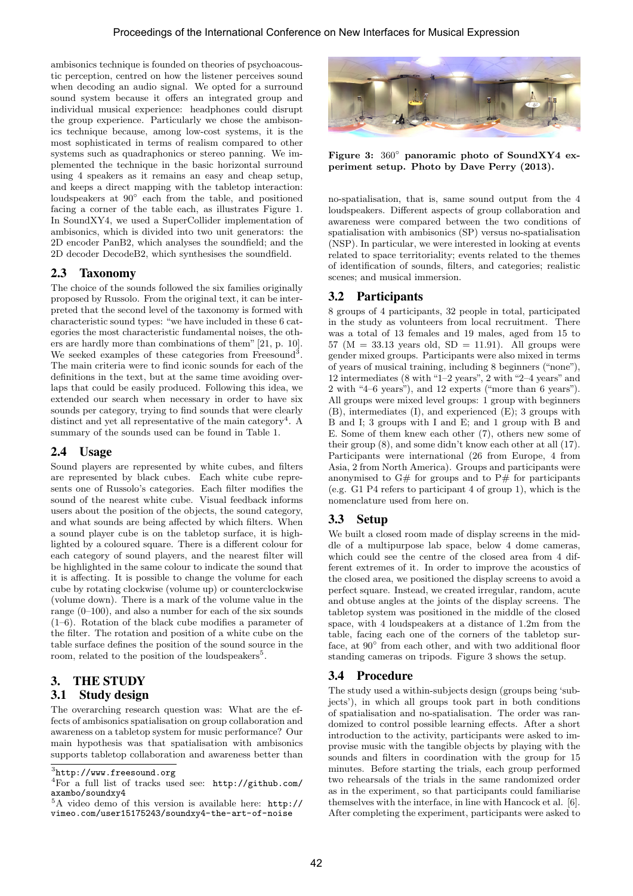ambisonics technique is founded on theories of psychoacoustic perception, centred on how the listener perceives sound when decoding an audio signal. We opted for a surround sound system because it offers an integrated group and individual musical experience: headphones could disrupt the group experience. Particularly we chose the ambisonics technique because, among low-cost systems, it is the most sophisticated in terms of realism compared to other systems such as quadraphonics or stereo panning. We implemented the technique in the basic horizontal surround using 4 speakers as it remains an easy and cheap setup, and keeps a direct mapping with the tabletop interaction: loudspeakers at 90° each from the table, and positioned facing a corner of the table each, as illustrates Figure 1. In SoundXY4, we used a SuperCollider implementation of ambisonics, which is divided into two unit generators: the 2D encoder PanB2, which analyses the soundfield; and the 2D decoder DecodeB2, which synthesises the soundfield.

## 2.3 Taxonomy

The choice of the sounds followed the six families originally proposed by Russolo. From the original text, it can be interpreted that the second level of the taxonomy is formed with characteristic sound types: "we have included in these 6 categories the most characteristic fundamental noises, the others are hardly more than combinations of them" [21, p. 10]. We seeked examples of these categories from Freesound[3]. The main criteria were to find iconic sounds for each of the definitions in the text, but at the same time avoiding overlaps that could be easily produced. Following this idea, we extended our search when necessary in order to have six sounds per category, trying to find sounds that were clearly distinct and yet all representative of the main category[4]. A summary of the sounds used can be found in Table 1.

## 2.4 Usage

Sound players are represented by white cubes, and filters are represented by black cubes. Each white cube represents one of Russolo's categories. Each filter modifies the sound of the nearest white cube. Visual feedback informs users about the position of the objects, the sound category, and what sounds are being affected by which filters. When a sound player cube is on the tabletop surface, it is highlighted by a coloured square. There is a different colour for each category of sound players, and the nearest filter will be highlighted in the same colour to indicate the sound that it is affecting. It is possible to change the volume for each cube by rotating clockwise (volume up) or counterclockwise (volume down). There is a mark of the volume value in the range (0–100), and also a number for each of the six sounds (1–6). Rotation of the black cube modifies a parameter of the filter. The rotation and position of a white cube on the table surface defines the position of the sound source in the room, related to the position of the loudspeakers[5].

# 3. THE STUDY

## 3.1 Study design

The overarching research question was: What are the effects of ambisonics spatialisation on group collaboration and awareness on a tabletop system for music performance? Our main hypothesis was that spatialisation with ambisonics supports tabletop collaboration and awareness better than no-spatialisation, that is, same sound output from the 4 loudspeakers. Different aspects of group collaboration and awareness were compared between the two conditions of spatialisation with ambisonics (SP) versus no-spatialisation (NSP). In particular, we were interested in looking at events related to space territoriality; events related to the themes of identification of sounds, filters, and categories; realistic scenes; and musical immersion.

[3] http://www.freesound.org

[4] For a full list of tracks used see: http://github.com/axambo/soundxy4

[5] A video demo of this version is available here: http://vimeo.com/user15175243/soundxy4-the-art-of-noise

**Figure 3: 360° panoramic photo of SoundXY4 experiment setup. Photo by Dave Perry (2013).**

## 3.2 Participants

8 groups of 4 participants, 32 people in total, participated in the study as volunteers from local recruitment. There was a total of 13 females and 19 males, aged from 15 to 57 (M = 33.13 years old, SD = 11.91). All groups were gender mixed groups. Participants were also mixed in terms of years of musical training, including 8 beginners ("none"), 12 intermediates (8 with "1–2 years", 2 with "2–4 years" and 2 with "4–6 years"), and 12 experts ("more than 6 years"). All groups were mixed level groups: 1 group with beginners (B), intermediates (I), and experienced (E); 3 groups with B and I; 3 groups with I and E; and 1 group with B and E. Some of them knew each other (7), others new some of their group (8), and some didn't know each other at all (17). Participants were international (26 from Europe, 4 from Asia, 2 from North America). Groups and participants were anonymised to G# for groups and to P# for participants (e.g. G1 P4 refers to participant 4 of group 1), which is the nomenclature used from here on.

## 3.3 Setup

We built a closed room made of display screens in the middle of a multipurpose lab space, below 4 dome cameras, which could see the centre of the closed area from 4 different extremes of it. In order to improve the acoustics of the closed area, we positioned the display screens to avoid a perfect square. Instead, we created irregular, random, acute and obtuse angles at the joints of the display screens. The tabletop system was positioned in the middle of the closed space, with 4 loudspeakers at a distance of 1.2m from the table, facing each one of the corners of the tabletop surface, at 90° from each other, and with two additional floor standing cameras on tripods. Figure 3 shows the setup.

## 3.4 Procedure

The study used a within-subjects design (groups being 'subjects'), in which all groups took part in both conditions of spatialisation and no-spatialisation. The order was randomized to control possible learning effects. After a short introduction to the activity, participants were asked to improvise music with the tangible objects by playing with the sounds and filters in coordination with the group for 15 minutes. Before starting the trials, each group performed two rehearsals of the trials in the same randomized order as in the experiment, so that participants could familiarise themselves with the interface, in line with Hancock et al. [6]. After completing the experiment, participants were asked to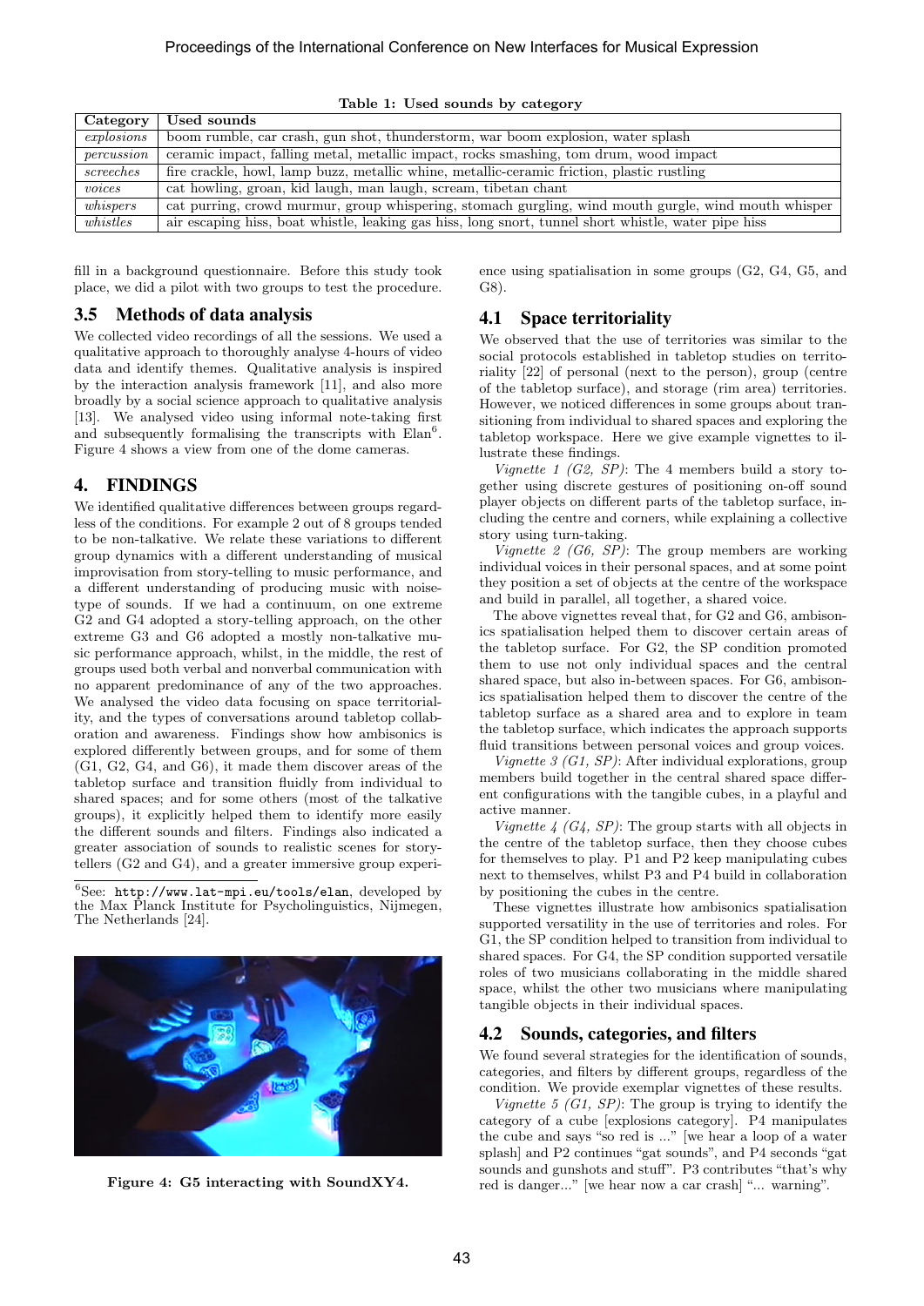**Table 1: Used sounds by category**

| Category | Used sounds |
|---|---|
| *explosions* | boom rumble, car crash, gun shot, thunderstorm, war boom explosion, water splash |
| *percussion* | ceramic impact, falling metal, metallic impact, rocks smashing, tom drum, wood impact |
| *screeches* | fire crackle, howl, lamp buzz, metallic whine, metallic-ceramic friction, plastic rustling |
| *voices* | cat howling, groan, kid laugh, man laugh, scream, tibetan chant |
| *whispers* | cat purring, crowd murmur, group whispering, stomach gurgling, wind mouth gurgle, wind mouth whisper |
| *whistles* | air escaping hiss, boat whistle, leaking gas hiss, long snort, tunnel short whistle, water pipe hiss |

fill in a background questionnaire. Before this study took place, we did a pilot with two groups to test the procedure.

### 3.5 Methods of data analysis

We collected video recordings of all the sessions. We used a qualitative approach to thoroughly analyse 4-hours of video data and identify themes. Qualitative analysis is inspired by the interaction analysis framework [11], and also more broadly by a social science approach to qualitative analysis [13]. We analysed video using informal note-taking first and subsequently formalising the transcripts with Elan[6]. Figure 4 shows a view from one of the dome cameras.

[6]See: http://www.lat-mpi.eu/tools/elan, developed by the Max Planck Institute for Psycholinguistics, Nijmegen, The Netherlands [24].

Figure 4: G5 interacting with SoundXY4.

## 4. FINDINGS

We identified qualitative differences between groups regardless of the conditions. For example 2 out of 8 groups tended to be non-talkative. We relate these variations to different group dynamics with a different understanding of musical improvisation from story-telling to music performance, and a different understanding of producing music with noise-type of sounds. If we had a continuum, on one extreme G2 and G4 adopted a story-telling approach, on the other extreme G3 and G6 adopted a mostly non-talkative music performance approach, whilst, in the middle, the rest of groups used both verbal and nonverbal communication with no apparent predominance of any of the two approaches. We analysed the video data focusing on space territoriality, and the types of conversations around tabletop collaboration and awareness. Findings show how ambisonics is explored differently between groups, and for some of them (G1, G2, G4, and G6), it made them discover areas of the tabletop surface and transition fluidly from individual to shared spaces; and for some others (most of the talkative groups), it explicitly helped them to identify more easily the different sounds and filters. Findings also indicated a greater association of sounds to realistic scenes for story-tellers (G2 and G4), and a greater immersive group experience using spatialisation in some groups (G2, G4, G5, and G8).

### 4.1 Space territoriality

We observed that the use of territories was similar to the social protocols established in tabletop studies on territoriality [22] of personal (next to the person), group (centre of the tabletop surface), and storage (rim area) territories. However, we noticed differences in some groups about transitioning from individual to shared spaces and exploring the tabletop workspace. Here we give example vignettes to illustrate these findings.

*Vignette 1 (G2, SP)*: The 4 members build a story together using discrete gestures of positioning on-off sound player objects on different parts of the tabletop surface, including the centre and corners, while explaining a collective story using turn-taking.

*Vignette 2 (G6, SP)*: The group members are working individual voices in their personal spaces, and at some point they position a set of objects at the centre of the workspace and build in parallel, all together, a shared voice.

The above vignettes reveal that, for G2 and G6, ambisonics spatialisation helped them to discover certain areas of the tabletop surface. For G2, the SP condition promoted them to use not only individual spaces and the central shared space, but also in-between spaces. For G6, ambisonics spatialisation helped them to discover the centre of the tabletop surface as a shared area and to explore in team the tabletop surface, which indicates the approach supports fluid transitions between personal voices and group voices.

*Vignette 3 (G1, SP)*: After individual explorations, group members build together in the central shared space different configurations with the tangible cubes, in a playful and active manner.

*Vignette 4 (G4, SP)*: The group starts with all objects in the centre of the tabletop surface, then they choose cubes for themselves to play. P1 and P2 keep manipulating cubes next to themselves, whilst P3 and P4 build in collaboration by positioning the cubes in the centre.

These vignettes illustrate how ambisonics spatialisation supported versatility in the use of territories and roles. For G1, the SP condition helped to transition from individual to shared spaces. For G4, the SP condition supported versatile roles of two musicians collaborating in the middle shared space, whilst the other two musicians where manipulating tangible objects in their individual spaces.

### 4.2 Sounds, categories, and filters

We found several strategies for the identification of sounds, categories, and filters by different groups, regardless of the condition. We provide exemplar vignettes of these results.

*Vignette 5 (G1, SP)*: The group is trying to identify the category of a cube [explosions category]. P4 manipulates the cube and says "so red is ..." [we hear a loop of a water splash] and P2 continues "gat sounds", and P4 seconds "gat sounds and gunshots and stuff". P3 contributes "that's why red is danger..." [we hear now a car crash] "... warning".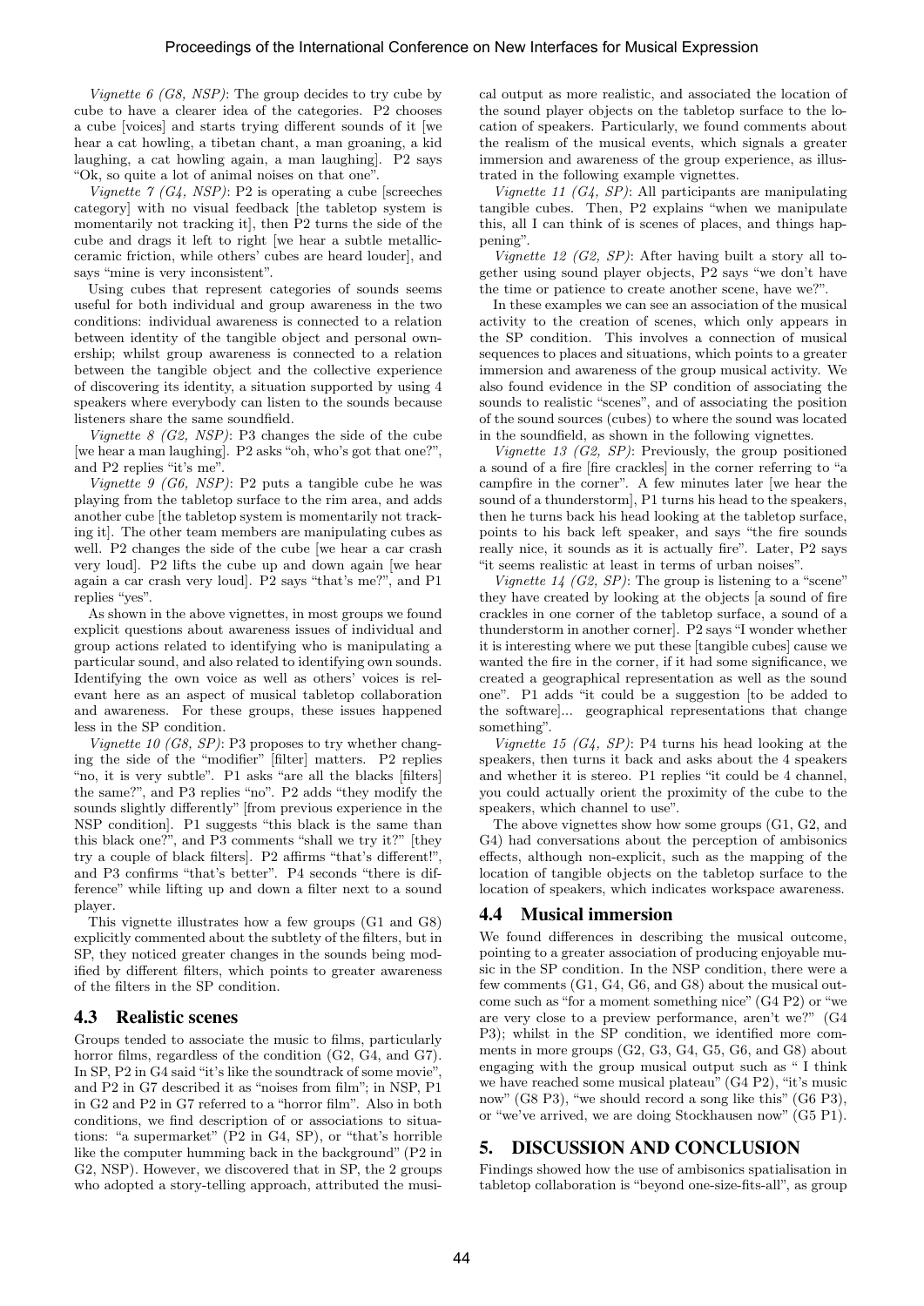*Vignette 6 (G8, NSP)*: The group decides to try cube by cube to have a clearer idea of the categories. P2 chooses a cube [voices] and starts trying different sounds of it [we hear a cat howling, a tibetan chant, a man groaning, a kid laughing, a cat howling again, a man laughing]. P2 says "Ok, so quite a lot of animal noises on that one".

*Vignette 7 (G4, NSP)*: P2 is operating a cube [screeches category] with no visual feedback [the tabletop system is momentarily not tracking it], then P2 turns the side of the cube and drags it left to right [we hear a subtle metallic-ceramic friction, while others' cubes are heard louder], and says "mine is very inconsistent".

Using cubes that represent categories of sounds seems useful for both individual and group awareness in the two conditions: individual awareness is connected to a relation between identity of the tangible object and personal ownership; whilst group awareness is connected to a relation between the tangible object and the collective experience of discovering its identity, a situation supported by using 4 speakers where everybody can listen to the sounds because listeners share the same soundfield.

*Vignette 8 (G2, NSP)*: P3 changes the side of the cube [we hear a man laughing]. P2 asks "oh, who's got that one?", and P2 replies "it's me".

*Vignette 9 (G6, NSP)*: P2 puts a tangible cube he was playing from the tabletop surface to the rim area, and adds another cube [the tabletop system is momentarily not tracking it]. The other team members are manipulating cubes as well. P2 changes the side of the cube [we hear a car crash very loud]. P2 lifts the cube up and down again [we hear again a car crash very loud]. P2 says "that's me?", and P1 replies "yes".

As shown in the above vignettes, in most groups we found explicit questions about awareness issues of individual and group actions related to identifying who is manipulating a particular sound, and also related to identifying own sounds. Identifying the own voice as well as others' voices is relevant here as an aspect of musical tabletop collaboration and awareness. For these groups, these issues happened less in the SP condition.

*Vignette 10 (G8, SP)*: P3 proposes to try whether changing the side of the "modifier" [filter] matters. P2 replies "no, it is very subtle". P1 asks "are all the blacks [filters] the same?", and P3 replies "no". P2 adds "they modify the sounds slightly differently" [from previous experience in the NSP condition]. P1 suggests "this black is the same than this black one?", and P3 comments "shall we try it?" [they try a couple of black filters]. P2 affirms "that's different!", and P3 confirms "that's better". P4 seconds "there is difference" while lifting up and down a filter next to a sound player.

This vignette illustrates how a few groups (G1 and G8) explicitly commented about the subtlety of the filters, but in SP, they noticed greater changes in the sounds being modified by different filters, which points to greater awareness of the filters in the SP condition.

## 4.3 Realistic scenes

Groups tended to associate the music to films, particularly horror films, regardless of the condition (G2, G4, and G7). In SP, P2 in G4 said "it's like the soundtrack of some movie", and P2 in G7 described it as "noises from film"; in NSP, P1 in G2 and P2 in G7 referred to a "horror film". Also in both conditions, we find description of or associations to situations: "a supermarket" (P2 in G4, SP), or "that's horrible like the computer humming back in the background" (P2 in G2, NSP). However, we discovered that in SP, the 2 groups who adopted a story-telling approach, attributed the musical output as more realistic, and associated the location of the sound player objects on the tabletop surface to the location of speakers. Particularly, we found comments about the realism of the musical events, which signals a greater immersion and awareness of the group experience, as illustrated in the following example vignettes.

*Vignette 11 (G4, SP)*: All participants are manipulating tangible cubes. Then, P2 explains "when we manipulate this, all I can think of is scenes of places, and things happening".

*Vignette 12 (G2, SP)*: After having built a story all together using sound player objects, P2 says "we don't have the time or patience to create another scene, have we?".

In these examples we can see an association of the musical activity to the creation of scenes, which only appears in the SP condition. This involves a connection of musical sequences to places and situations, which points to a greater immersion and awareness of the group musical activity. We also found evidence in the SP condition of associating the sounds to realistic "scenes", and of associating the position of the sound sources (cubes) to where the sound was located in the soundfield, as shown in the following vignettes.

*Vignette 13 (G2, SP)*: Previously, the group positioned a sound of a fire [fire crackles] in the corner referring to "a campfire in the corner". A few minutes later [we hear the sound of a thunderstorm], P1 turns his head to the speakers, then he turns back his head looking at the tabletop surface, points to his back left speaker, and says "the fire sounds really nice, it sounds as it is actually fire". Later, P2 says "it seems realistic at least in terms of urban noises".

*Vignette 14 (G2, SP)*: The group is listening to a "scene" they have created by looking at the objects [a sound of fire crackles in one corner of the tabletop surface, a sound of a thunderstorm in another corner]. P2 says "I wonder whether it is interesting where we put these [tangible cubes] cause we wanted the fire in the corner, if it had some significance, we created a geographical representation as well as the sound one". P1 adds "it could be a suggestion [to be added to the software]... geographical representations that change something".

*Vignette 15 (G4, SP)*: P4 turns his head looking at the speakers, then turns it back and asks about the 4 speakers and whether it is stereo. P1 replies "it could be 4 channel, you could actually orient the proximity of the cube to the speakers, which channel to use".

The above vignettes show how some groups (G1, G2, and G4) had conversations about the perception of ambisonics effects, although non-explicit, such as the mapping of the location of tangible objects on the tabletop surface to the location of speakers, which indicates workspace awareness.

## 4.4 Musical immersion

We found differences in describing the musical outcome, pointing to a greater association of producing enjoyable music in the SP condition. In the NSP condition, there were a few comments (G1, G4, G6, and G8) about the musical outcome such as "for a moment something nice" (G4 P2) or "we are very close to a preview performance, aren't we?" (G4 P3); whilst in the SP condition, we identified more comments in more groups (G2, G3, G4, G5, G6, and G8) about engaging with the group musical output such as " I think we have reached some musical plateau" (G4 P2), "it's music now" (G8 P3), "we should record a song like this" (G6 P3), or "we've arrived, we are doing Stockhausen now" (G5 P1).

# 5. DISCUSSION AND CONCLUSION

Findings showed how the use of ambisonics spatialisation in tabletop collaboration is "beyond one-size-fits-all", as group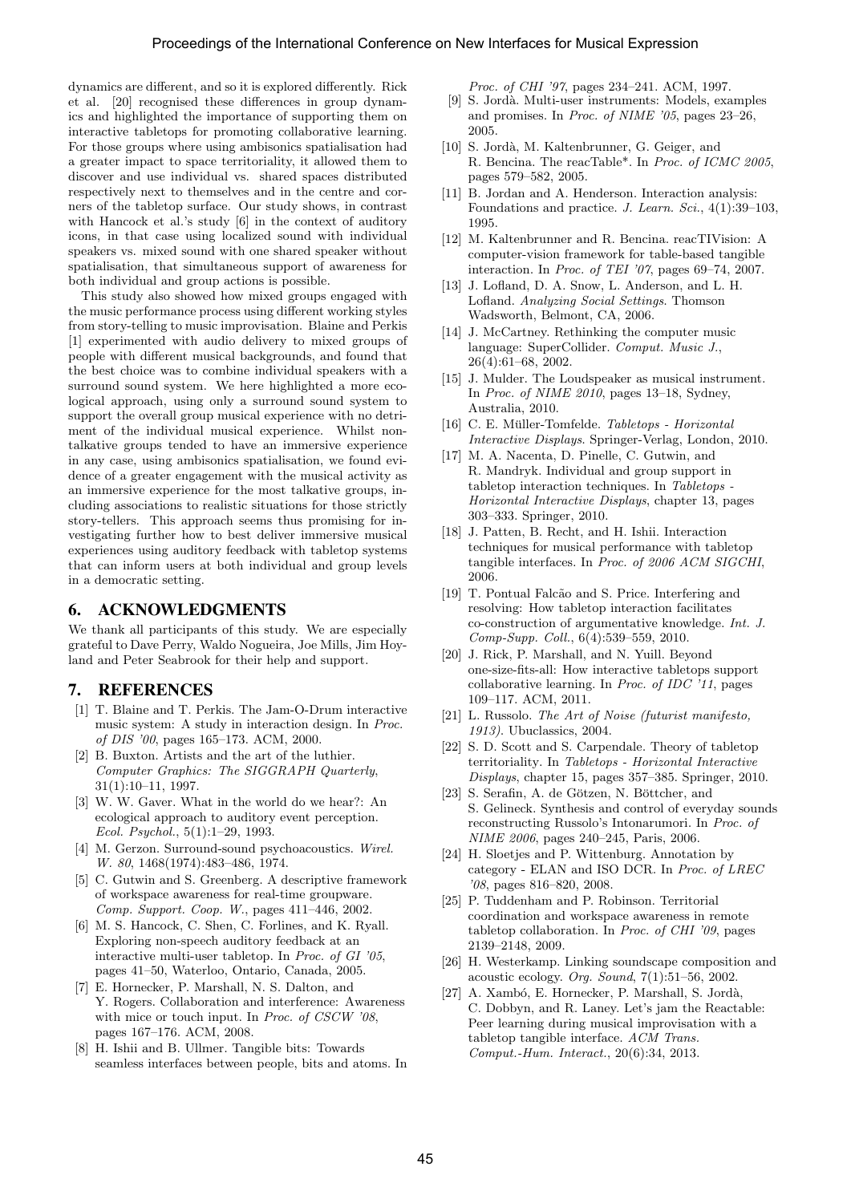dynamics are different, and so it is explored differently. Rick et al. [20] recognised these differences in group dynamics and highlighted the importance of supporting them on interactive tabletops for promoting collaborative learning. For those groups where using ambisonics spatialisation had a greater impact to space territoriality, it allowed them to discover and use individual vs. shared spaces distributed respectively next to themselves and in the centre and corners of the tabletop surface. Our study shows, in contrast with Hancock et al.'s study [6] in the context of auditory icons, in that case using localized sound with individual speakers vs. mixed sound with one shared speaker without spatialisation, that simultaneous support of awareness for both individual and group actions is possible.

This study also showed how mixed groups engaged with the music performance process using different working styles from story-telling to music improvisation. Blaine and Perkis [1] experimented with audio delivery to mixed groups of people with different musical backgrounds, and found that the best choice was to combine individual speakers with a surround sound system. We here highlighted a more ecological approach, using only a surround sound system to support the overall group musical experience with no detriment of the individual musical experience. Whilst non-talkative groups tended to have an immersive experience in any case, using ambisonics spatialisation, we found evidence of a greater engagement with the musical activity as an immersive experience for the most talkative groups, including associations to realistic situations for those strictly story-tellers. This approach seems thus promising for investigating further how to best deliver immersive musical experiences using auditory feedback with tabletop systems that can inform users at both individual and group levels in a democratic setting.

## 6. ACKNOWLEDGMENTS

We thank all participants of this study. We are especially grateful to Dave Perry, Waldo Nogueira, Joe Mills, Jim Hoyland and Peter Seabrook for their help and support.

## 7. REFERENCES

- [1] T. Blaine and T. Perkis. The Jam-O-Drum interactive music system: A study in interaction design. In *Proc. of DIS '00*, pages 165–173. ACM, 2000.
- [2] B. Buxton. Artists and the art of the luthier. *Computer Graphics: The SIGGRAPH Quarterly*, 31(1):10–11, 1997.
- [3] W. W. Gaver. What in the world do we hear?: An ecological approach to auditory event perception. *Ecol. Psychol.*, 5(1):1–29, 1993.
- [4] M. Gerzon. Surround-sound psychoacoustics. *Wirel. W. 80*, 1468(1974):483–486, 1974.
- [5] C. Gutwin and S. Greenberg. A descriptive framework of workspace awareness for real-time groupware. *Comp. Support. Coop. W.*, pages 411–446, 2002.
- [6] M. S. Hancock, C. Shen, C. Forlines, and K. Ryall. Exploring non-speech auditory feedback at an interactive multi-user tabletop. In *Proc. of GI '05*, pages 41–50, Waterloo, Ontario, Canada, 2005.
- [7] E. Hornecker, P. Marshall, N. S. Dalton, and Y. Rogers. Collaboration and interference: Awareness with mice or touch input. In *Proc. of CSCW '08*, pages 167–176. ACM, 2008.
- [8] H. Ishii and B. Ullmer. Tangible bits: Towards seamless interfaces between people, bits and atoms. In *Proc. of CHI '97*, pages 234–241. ACM, 1997.
- [9] S. Jordà. Multi-user instruments: Models, examples and promises. In *Proc. of NIME '05*, pages 23–26, 2005.
- [10] S. Jordà, M. Kaltenbrunner, G. Geiger, and R. Bencina. The reacTable*. In *Proc. of ICMC 2005*, pages 579–582, 2005.
- [11] B. Jordan and A. Henderson. Interaction analysis: Foundations and practice. *J. Learn. Sci.*, 4(1):39–103, 1995.
- [12] M. Kaltenbrunner and R. Bencina. reacTIVision: A computer-vision framework for table-based tangible interaction. In *Proc. of TEI '07*, pages 69–74, 2007.
- [13] J. Lofland, D. A. Snow, L. Anderson, and L. H. Lofland. *Analyzing Social Settings*. Thomson Wadsworth, Belmont, CA, 2006.
- [14] J. McCartney. Rethinking the computer music language: SuperCollider. *Comput. Music J.*, 26(4):61–68, 2002.
- [15] J. Mulder. The Loudspeaker as musical instrument. In *Proc. of NIME 2010*, pages 13–18, Sydney, Australia, 2010.
- [16] C. E. Müller-Tomfelde. *Tabletops - Horizontal Interactive Displays*. Springer-Verlag, London, 2010.
- [17] M. A. Nacenta, D. Pinelle, C. Gutwin, and R. Mandryk. Individual and group support in tabletop interaction techniques. In *Tabletops - Horizontal Interactive Displays*, chapter 13, pages 303–333. Springer, 2010.
- [18] J. Patten, B. Recht, and H. Ishii. Interaction techniques for musical performance with tabletop tangible interfaces. In *Proc. of 2006 ACM SIGCHI*, 2006.
- [19] T. Pontual Falcão and S. Price. Interfering and resolving: How tabletop interaction facilitates co-construction of argumentative knowledge. *Int. J. Comp-Supp. Coll.*, 6(4):539–559, 2010.
- [20] J. Rick, P. Marshall, and N. Yuill. Beyond one-size-fits-all: How interactive tabletops support collaborative learning. In *Proc. of IDC '11*, pages 109–117. ACM, 2011.
- [21] L. Russolo. *The Art of Noise (futurist manifesto, 1913)*. Ubuclassics, 2004.
- [22] S. D. Scott and S. Carpendale. Theory of tabletop territoriality. In *Tabletops - Horizontal Interactive Displays*, chapter 15, pages 357–385. Springer, 2010.
- [23] S. Serafin, A. de Götzen, N. Böttcher, and S. Gelineck. Synthesis and control of everyday sounds reconstructing Russolo's Intonarumori. In *Proc. of NIME 2006*, pages 240–245, Paris, 2006.
- [24] H. Sloetjes and P. Wittenburg. Annotation by category - ELAN and ISO DCR. In *Proc. of LREC '08*, pages 816–820, 2008.
- [25] P. Tuddenham and P. Robinson. Territorial coordination and workspace awareness in remote tabletop collaboration. In *Proc. of CHI '09*, pages 2139–2148, 2009.
- [26] H. Westerkamp. Linking soundscape composition and acoustic ecology. *Org. Sound*, 7(1):51–56, 2002.
- [27] A. Xambó, E. Hornecker, P. Marshall, S. Jordà, C. Dobbyn, and R. Laney. Let's jam the Reactable: Peer learning during musical improvisation with a tabletop tangible interface. *ACM Trans. Comput.-Hum. Interact.*, 20(6):34, 2013.